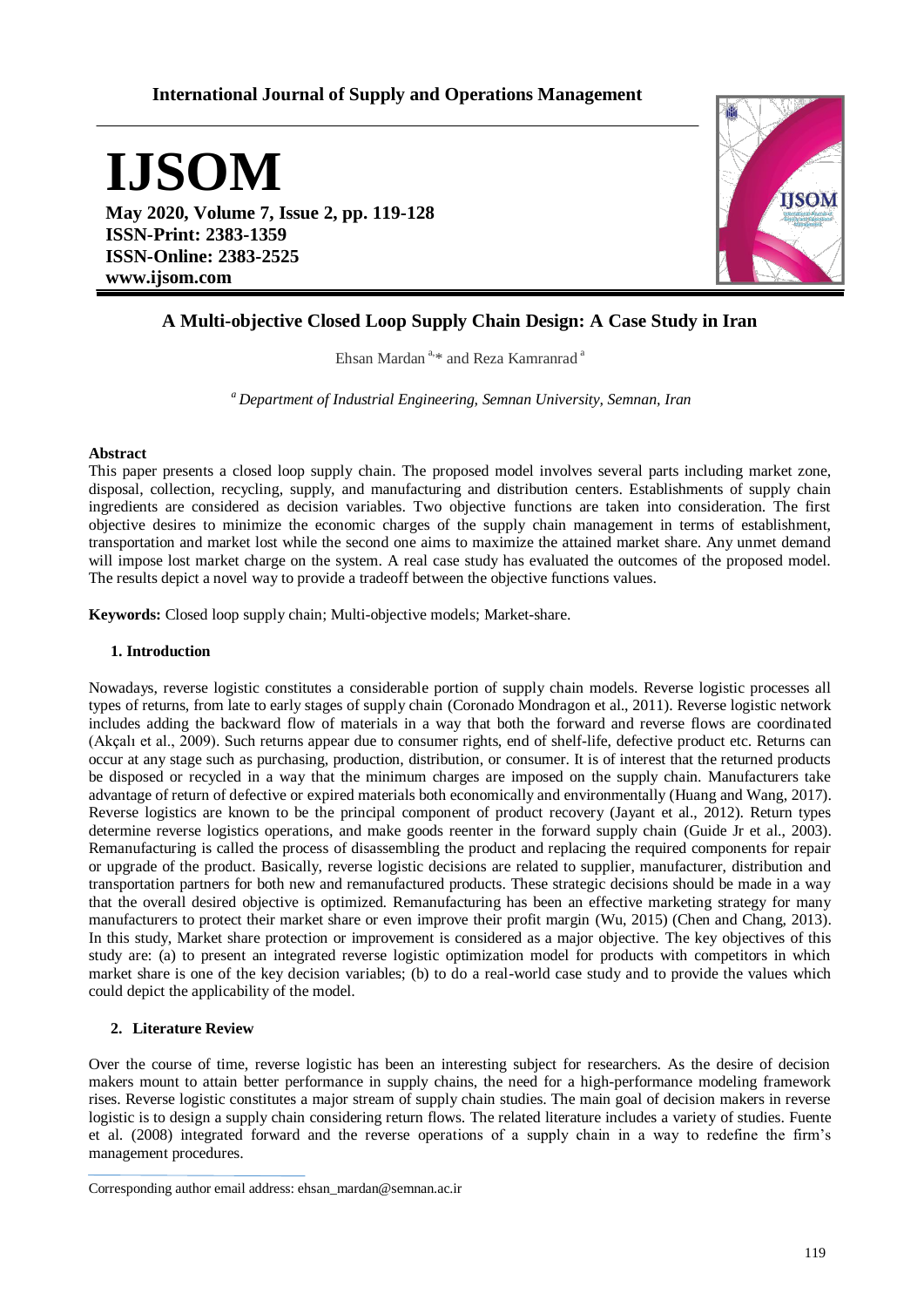International Journal of Supply and Operations Management

# IJSOM

**May 2020, Volume 7, Issue 2, pp. 119-128**
**ISSN-Print: 2383-1359**
**ISSN-Online: 2383-2525**
**www.ijsom.com**

## A Multi-objective Closed Loop Supply Chain Design: A Case Study in Iran

Ehsan Mardan [a,*] and Reza Kamranrad [a]

[a] *Department of Industrial Engineering, Semnan University, Semnan, Iran*

**Abstract**

This paper presents a closed loop supply chain. The proposed model involves several parts including market zone, disposal, collection, recycling, supply, and manufacturing and distribution centers. Establishments of supply chain ingredients are considered as decision variables. Two objective functions are taken into consideration. The first objective desires to minimize the economic charges of the supply chain management in terms of establishment, transportation and market lost while the second one aims to maximize the attained market share. Any unmet demand will impose lost market charge on the system. A real case study has evaluated the outcomes of the proposed model. The results depict a novel way to provide a tradeoff between the objective functions values.

**Keywords:** Closed loop supply chain; Multi-objective models; Market-share.

### 1. Introduction

Nowadays, reverse logistic constitutes a considerable portion of supply chain models. Reverse logistic processes all types of returns, from late to early stages of supply chain (Coronado Mondragon et al., 2011). Reverse logistic network includes adding the backward flow of materials in a way that both the forward and reverse flows are coordinated (Akçalı et al., 2009). Such returns appear due to consumer rights, end of shelf-life, defective product etc. Returns can occur at any stage such as purchasing, production, distribution, or consumer. It is of interest that the returned products be disposed or recycled in a way that the minimum charges are imposed on the supply chain. Manufacturers take advantage of return of defective or expired materials both economically and environmentally (Huang and Wang, 2017). Reverse logistics are known to be the principal component of product recovery (Jayant et al., 2012). Return types determine reverse logistics operations, and make goods reenter in the forward supply chain (Guide Jr et al., 2003). Remanufacturing is called the process of disassembling the product and replacing the required components for repair or upgrade of the product. Basically, reverse logistic decisions are related to supplier, manufacturer, distribution and transportation partners for both new and remanufactured products. These strategic decisions should be made in a way that the overall desired objective is optimized. Remanufacturing has been an effective marketing strategy for many manufacturers to protect their market share or even improve their profit margin (Wu, 2015) (Chen and Chang, 2013). In this study, Market share protection or improvement is considered as a major objective. The key objectives of this study are: (a) to present an integrated reverse logistic optimization model for products with competitors in which market share is one of the key decision variables; (b) to do a real-world case study and to provide the values which could depict the applicability of the model.

### 2. Literature Review

Over the course of time, reverse logistic has been an interesting subject for researchers. As the desire of decision makers mount to attain better performance in supply chains, the need for a high-performance modeling framework rises. Reverse logistic constitutes a major stream of supply chain studies. The main goal of decision makers in reverse logistic is to design a supply chain considering return flows. The related literature includes a variety of studies. Fuente et al. (2008) integrated forward and the reverse operations of a supply chain in a way to redefine the firm's management procedures.

Corresponding author email address: ehsan_mardan@semnan.ac.ir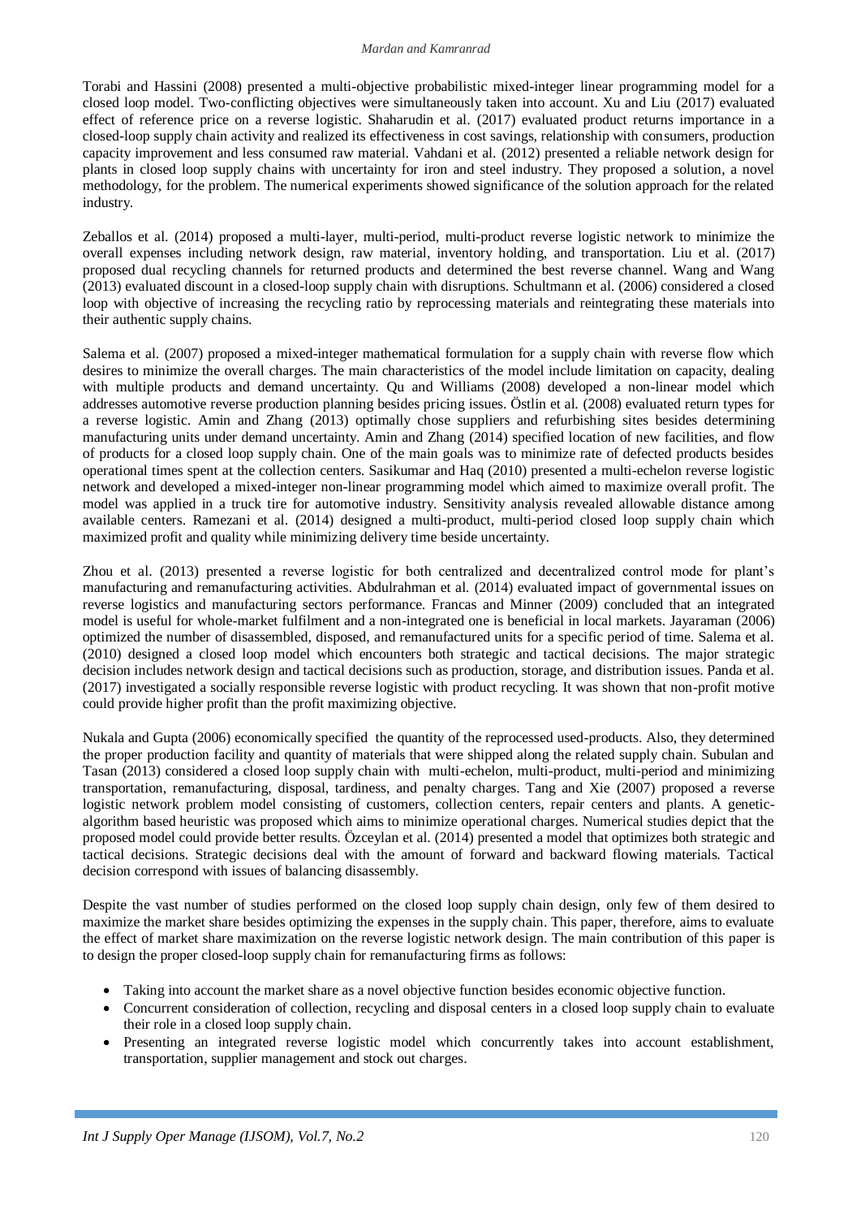Torabi and Hassini (2008) presented a multi-objective probabilistic mixed-integer linear programming model for a closed loop model. Two-conflicting objectives were simultaneously taken into account. Xu and Liu (2017) evaluated effect of reference price on a reverse logistic. Shaharudin et al. (2017) evaluated product returns importance in a closed-loop supply chain activity and realized its effectiveness in cost savings, relationship with consumers, production capacity improvement and less consumed raw material. Vahdani et al. (2012) presented a reliable network design for plants in closed loop supply chains with uncertainty for iron and steel industry. They proposed a solution, a novel methodology, for the problem. The numerical experiments showed significance of the solution approach for the related industry.

Zeballos et al. (2014) proposed a multi-layer, multi-period, multi-product reverse logistic network to minimize the overall expenses including network design, raw material, inventory holding, and transportation. Liu et al. (2017) proposed dual recycling channels for returned products and determined the best reverse channel. Wang and Wang (2013) evaluated discount in a closed-loop supply chain with disruptions. Schultmann et al. (2006) considered a closed loop with objective of increasing the recycling ratio by reprocessing materials and reintegrating these materials into their authentic supply chains.

Salema et al. (2007) proposed a mixed-integer mathematical formulation for a supply chain with reverse flow which desires to minimize the overall charges. The main characteristics of the model include limitation on capacity, dealing with multiple products and demand uncertainty. Qu and Williams (2008) developed a non-linear model which addresses automotive reverse production planning besides pricing issues. Östlin et al. (2008) evaluated return types for a reverse logistic. Amin and Zhang (2013) optimally chose suppliers and refurbishing sites besides determining manufacturing units under demand uncertainty. Amin and Zhang (2014) specified location of new facilities, and flow of products for a closed loop supply chain. One of the main goals was to minimize rate of defected products besides operational times spent at the collection centers. Sasikumar and Haq (2010) presented a multi-echelon reverse logistic network and developed a mixed-integer non-linear programming model which aimed to maximize overall profit. The model was applied in a truck tire for automotive industry. Sensitivity analysis revealed allowable distance among available centers. Ramezani et al. (2014) designed a multi-product, multi-period closed loop supply chain which maximized profit and quality while minimizing delivery time beside uncertainty.

Zhou et al. (2013) presented a reverse logistic for both centralized and decentralized control mode for plant's manufacturing and remanufacturing activities. Abdulrahman et al. (2014) evaluated impact of governmental issues on reverse logistics and manufacturing sectors performance. Francas and Minner (2009) concluded that an integrated model is useful for whole-market fulfilment and a non-integrated one is beneficial in local markets. Jayaraman (2006) optimized the number of disassembled, disposed, and remanufactured units for a specific period of time. Salema et al. (2010) designed a closed loop model which encounters both strategic and tactical decisions. The major strategic decision includes network design and tactical decisions such as production, storage, and distribution issues. Panda et al. (2017) investigated a socially responsible reverse logistic with product recycling. It was shown that non-profit motive could provide higher profit than the profit maximizing objective.

Nukala and Gupta (2006) economically specified the quantity of the reprocessed used-products. Also, they determined the proper production facility and quantity of materials that were shipped along the related supply chain. Subulan and Tasan (2013) considered a closed loop supply chain with multi-echelon, multi-product, multi-period and minimizing transportation, remanufacturing, disposal, tardiness, and penalty charges. Tang and Xie (2007) proposed a reverse logistic network problem model consisting of customers, collection centers, repair centers and plants. A genetic-algorithm based heuristic was proposed which aims to minimize operational charges. Numerical studies depict that the proposed model could provide better results. Özceylan et al. (2014) presented a model that optimizes both strategic and tactical decisions. Strategic decisions deal with the amount of forward and backward flowing materials. Tactical decision correspond with issues of balancing disassembly.

Despite the vast number of studies performed on the closed loop supply chain design, only few of them desired to maximize the market share besides optimizing the expenses in the supply chain. This paper, therefore, aims to evaluate the effect of market share maximization on the reverse logistic network design. The main contribution of this paper is to design the proper closed-loop supply chain for remanufacturing firms as follows:

- Taking into account the market share as a novel objective function besides economic objective function.
- Concurrent consideration of collection, recycling and disposal centers in a closed loop supply chain to evaluate their role in a closed loop supply chain.
- Presenting an integrated reverse logistic model which concurrently takes into account establishment, transportation, supplier management and stock out charges.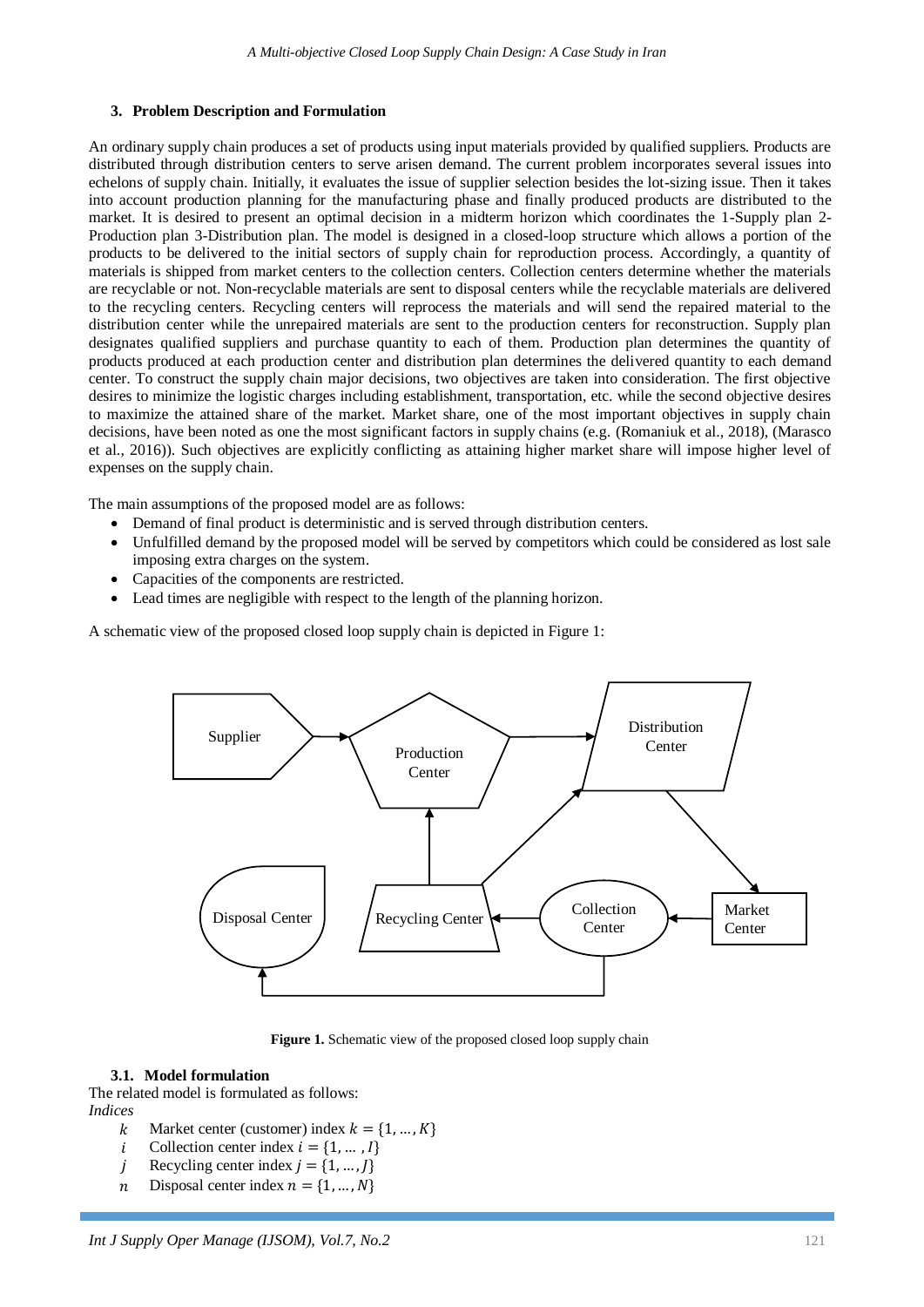## 3. Problem Description and Formulation

An ordinary supply chain produces a set of products using input materials provided by qualified suppliers. Products are distributed through distribution centers to serve arisen demand. The current problem incorporates several issues into echelons of supply chain. Initially, it evaluates the issue of supplier selection besides the lot-sizing issue. Then it takes into account production planning for the manufacturing phase and finally produced products are distributed to the market. It is desired to present an optimal decision in a midterm horizon which coordinates the 1-Supply plan 2-Production plan 3-Distribution plan. The model is designed in a closed-loop structure which allows a portion of the products to be delivered to the initial sectors of supply chain for reproduction process. Accordingly, a quantity of materials is shipped from market centers to the collection centers. Collection centers determine whether the materials are recyclable or not. Non-recyclable materials are sent to disposal centers while the recyclable materials are delivered to the recycling centers. Recycling centers will reprocess the materials and will send the repaired material to the distribution center while the unrepaired materials are sent to the production centers for reconstruction. Supply plan designates qualified suppliers and purchase quantity to each of them. Production plan determines the quantity of products produced at each production center and distribution plan determines the delivered quantity to each demand center. To construct the supply chain major decisions, two objectives are taken into consideration. The first objective desires to minimize the logistic charges including establishment, transportation, etc. while the second objective desires to maximize the attained share of the market. Market share, one of the most important objectives in supply chain decisions, have been noted as one the most significant factors in supply chains (e.g. (Romaniuk et al., 2018), (Marasco et al., 2016)). Such objectives are explicitly conflicting as attaining higher market share will impose higher level of expenses on the supply chain.

The main assumptions of the proposed model are as follows:

- Demand of final product is deterministic and is served through distribution centers.
- Unfulfilled demand by the proposed model will be served by competitors which could be considered as lost sale imposing extra charges on the system.
- Capacities of the components are restricted.
- Lead times are negligible with respect to the length of the planning horizon.

A schematic view of the proposed closed loop supply chain is depicted in Figure 1:

**Figure 1.** Schematic view of the proposed closed loop supply chain

### 3.1. Model formulation

The related model is formulated as follows:

*Indices*

- $k$ Market center (customer) index $k = \{1, \ldots, K\}$
- $i$ Collection center index $i = \{1, \ldots, I\}$
- $j$ Recycling center index $j = \{1, \ldots, J\}$
- $n$ Disposal center index $n = \{1, \ldots, N\}$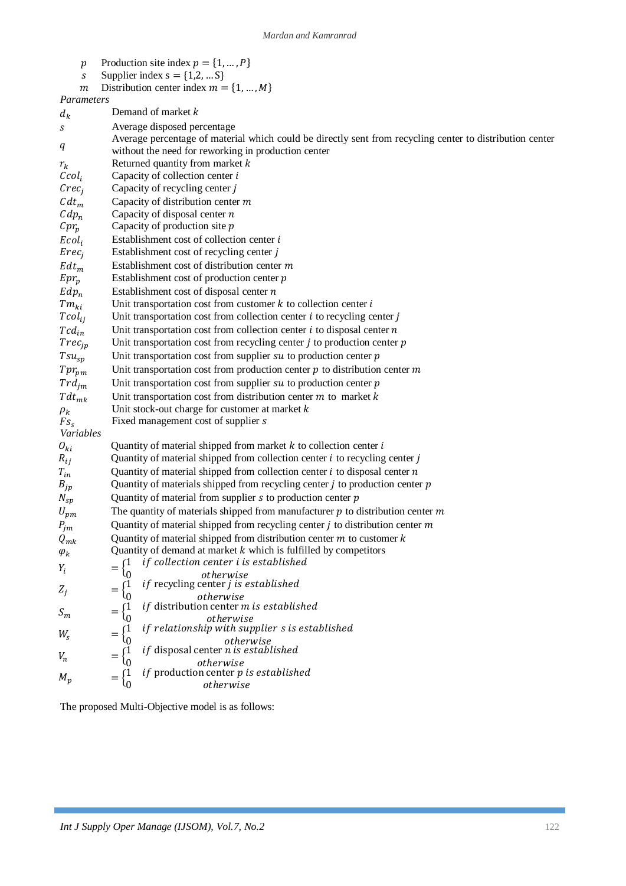$p$ Production site index $p = \{1, \ldots, P\}$

$s$ Supplier index $s = \{1,2, \ldots S\}$

$m$ Distribution center index $m = \{1, \ldots, M\}$

*Parameters*

| | |
|---|---|
| $d_k$ | Demand of market $k$ |
| $s$ | Average disposed percentage |
| $q$ | Average percentage of material which could be directly sent from recycling center to distribution center without the need for reworking in production center |
| $r_k$ | Returned quantity from market $k$ |
| $Ccol_i$ | Capacity of collection center $i$ |
| $Crec_j$ | Capacity of recycling center $j$ |
| $Cdt_m$ | Capacity of distribution center $m$ |
| $Cdp_n$ | Capacity of disposal center $n$ |
| $Cpr_p$ | Capacity of production site $p$ |
| $Ecol_i$ | Establishment cost of collection center $i$ |
| $Erec_j$ | Establishment cost of recycling center $j$ |
| $Edt_m$ | Establishment cost of distribution center $m$ |
| $Epr_p$ | Establishment cost of production center $p$ |
| $Edp_n$ | Establishment cost of disposal center $n$ |
| $Tm_{ki}$ | Unit transportation cost from customer $k$ to collection center $i$ |
| $Tcol_{ij}$ | Unit transportation cost from collection center $i$ to recycling center $j$ |
| $Tcd_{in}$ | Unit transportation cost from collection center $i$ to disposal center $n$ |
| $Trec_{jp}$ | Unit transportation cost from recycling center $j$ to production center $p$ |
| $Tsu_{sp}$ | Unit transportation cost from supplier $su$ to production center $p$ |
| $Tpr_{pm}$ | Unit transportation cost from production center $p$ to distribution center $m$ |
| $Trd_{jm}$ | Unit transportation cost from supplier $su$ to production center $p$ |
| $Tdt_{mk}$ | Unit transportation cost from distribution center $m$ to market $k$ |
| $\rho_k$ | Unit stock-out charge for customer at market $k$ |
| $Fs_s$ | Fixed management cost of supplier $s$ |

*Variables*

| | |
|---|---|
| $O_{ki}$ | Quantity of material shipped from market $k$ to collection center $i$ |
| $R_{ij}$ | Quantity of material shipped from collection center $i$ to recycling center $j$ |
| $T_{in}$ | Quantity of material shipped from collection center $i$ to disposal center $n$ |
| $B_{jp}$ | Quantity of materials shipped from recycling center $j$ to production center $p$ |
| $N_{sp}$ | Quantity of material from supplier $s$ to production center $p$ |
| $U_{pm}$ | The quantity of materials shipped from manufacturer $p$ to distribution center $m$ |
| $P_{jm}$ | Quantity of material shipped from recycling center $j$ to distribution center $m$ |
| $Q_{mk}$ | Quantity of material shipped from distribution center $m$ to customer $k$ |
| $\varphi_k$ | Quantity of demand at market $k$ which is fulfilled by competitors |
| $Y_i$ | $= \begin{cases} 1 & \text{if collection center } i \text{ is established} \\ 0 & \text{otherwise} \end{cases}$ |
| $Z_j$ | $= \begin{cases} 1 & \text{if recycling center } j \text{ is established} \\ 0 & \text{otherwise} \end{cases}$ |
| $S_m$ | $= \begin{cases} 1 & \text{if distribution center } m \text{ is established} \\ 0 & \text{otherwise} \end{cases}$ |
| $W_s$ | $= \begin{cases} 1 & \text{if relationship with supplier } s \text{ is established} \\ 0 & \text{otherwise} \end{cases}$ |
| $V_n$ | $= \begin{cases} 1 & \text{if disposal center } n \text{ is established} \\ 0 & \text{otherwise} \end{cases}$ |
| $M_p$ | $= \begin{cases} 1 & \text{if production center } p \text{ is established} \\ 0 & \text{otherwise} \end{cases}$ |

The proposed Multi-Objective model is as follows: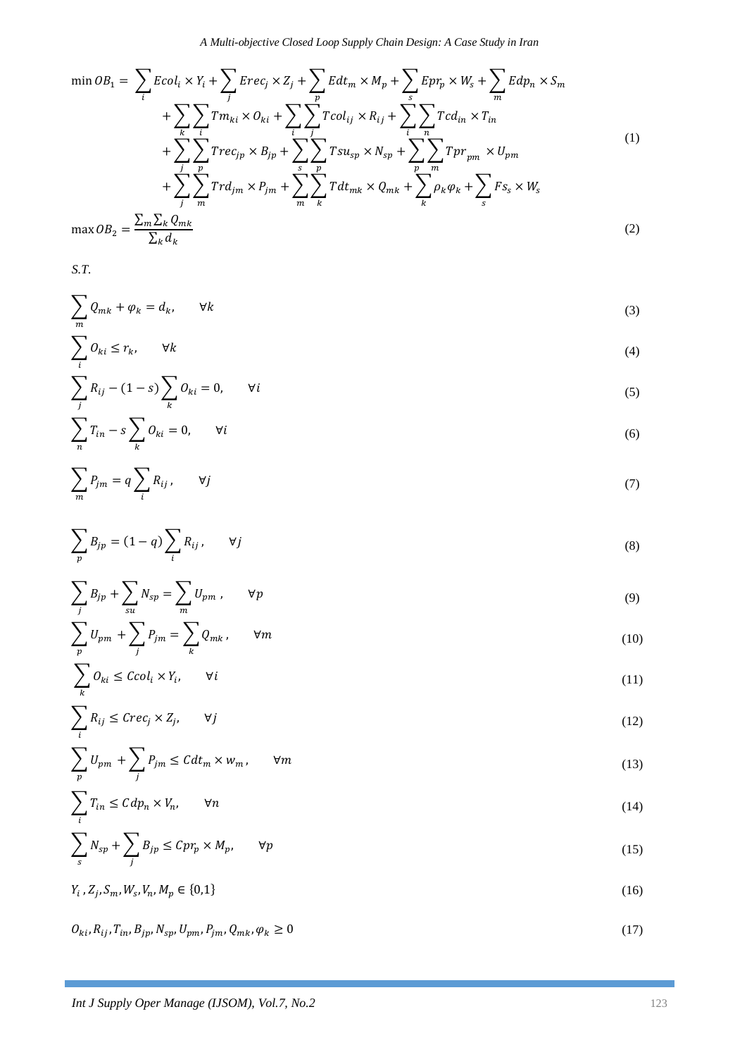$$\min OB_1 = \sum_i Ecol_i \times Y_i + \sum_j Erec_j \times Z_j + \sum_p Edt_m \times M_p + \sum_s Epr_p \times W_s + \sum_m Edp_n \times S_m + \sum_k \sum_i Tm_{ki} \times O_{ki} + \sum_i \sum_j Tcol_{ij} \times R_{ij} + \sum_i \sum_n Tcd_{in} \times T_{in} + \sum_j \sum_p Trec_{jp} \times B_{jp} + \sum_s \sum_p Tsu_{sp} \times N_{sp} + \sum_p \sum_m Tpr_{pm} \times U_{pm} + \sum_j \sum_m Trd_{jm} \times P_{jm} + \sum_m \sum_k Tdt_{mk} \times Q_{mk} + \sum_k \rho_k \varphi_k + \sum_s Fs_s \times W_s \tag{1}$$

$$\max OB_2 = \frac{\sum_m \sum_k Q_{mk}}{\sum_k d_k} \tag{2}$$

*S.T.*

$$\sum_m Q_{mk} + \varphi_k = d_k, \qquad \forall k \tag{3}$$

$$\sum_i O_{ki} \le r_k, \qquad \forall k \tag{4}$$

$$\sum_j R_{ij} - (1-s) \sum_k O_{ki} = 0, \qquad \forall i \tag{5}$$

$$\sum_n T_{in} - s \sum_k O_{ki} = 0, \qquad \forall i \tag{6}$$

$$\sum_m P_{jm} = q \sum_i R_{ij}, \qquad \forall j \tag{7}$$

$$\sum_p B_{jp} = (1-q) \sum_i R_{ij}, \qquad \forall j \tag{8}$$

$$\sum_j B_{jp} + \sum_{su} N_{sp} = \sum_m U_{pm}, \qquad \forall p \tag{9}$$

$$\sum_p U_{pm} + \sum_j P_{jm} = \sum_k Q_{mk}, \qquad \forall m \tag{10}$$

$$\sum_k O_{ki} \le Ccol_i \times Y_i, \qquad \forall i \tag{11}$$

$$\sum_i R_{ij} \le Crec_j \times Z_j, \qquad \forall j \tag{12}$$

$$\sum_p U_{pm} + \sum_j P_{jm} \le Cdt_m \times w_m, \qquad \forall m \tag{13}$$

$$\sum_i T_{in} \le Cdp_n \times V_n, \qquad \forall n \tag{14}$$

$$\sum_s N_{sp} + \sum_j B_{jp} \le Cpr_p \times M_p, \qquad \forall p \tag{15}$$

$$Y_i, Z_j, S_m, W_s, V_n, M_p \in \{0,1\} \tag{16}$$

$$O_{ki}, R_{ij}, T_{in}, B_{jp}, N_{sp}, U_{pm}, P_{jm}, Q_{mk}, \varphi_k \ge 0 \tag{17}$$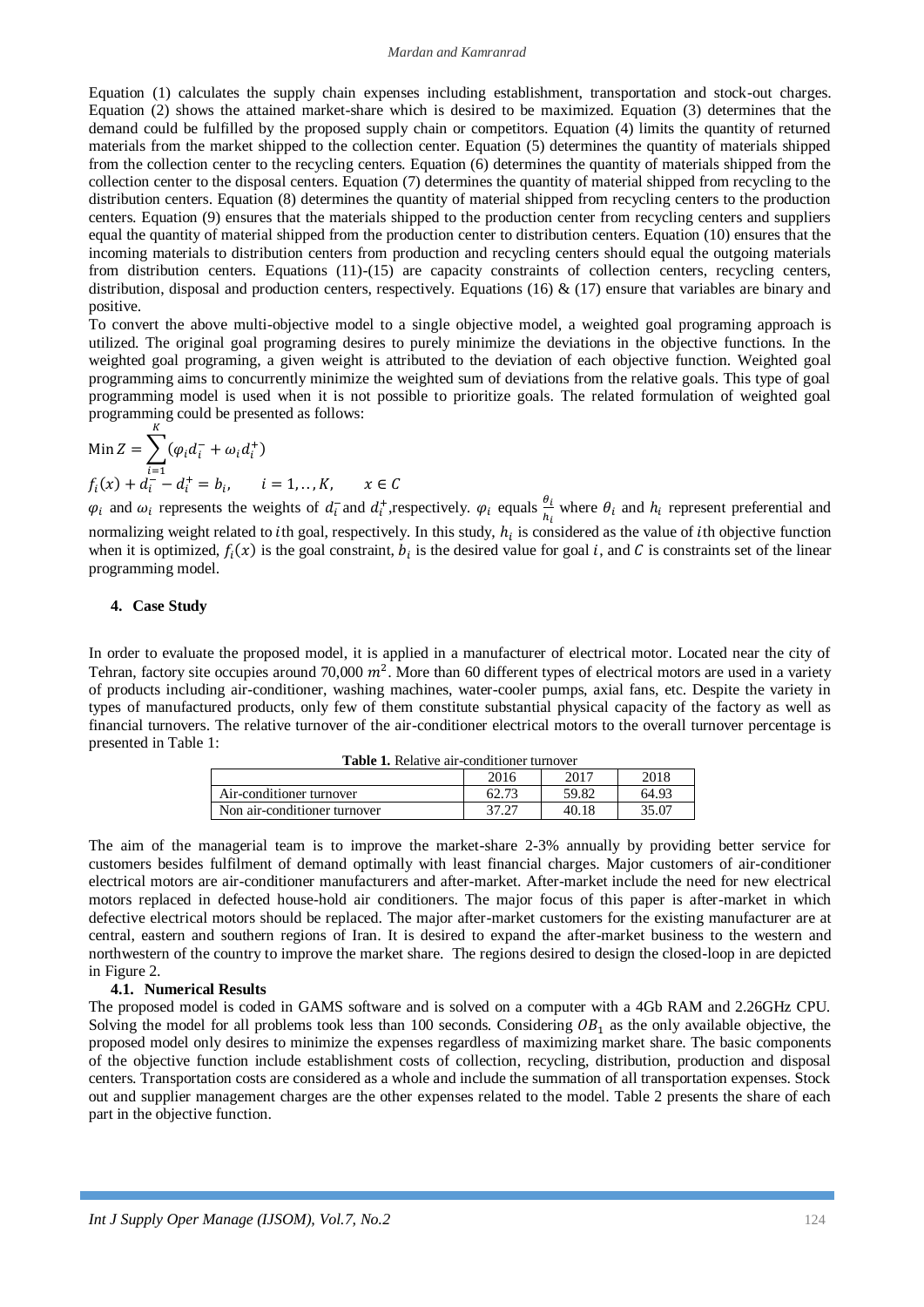Equation (1) calculates the supply chain expenses including establishment, transportation and stock-out charges. Equation (2) shows the attained market-share which is desired to be maximized. Equation (3) determines that the demand could be fulfilled by the proposed supply chain or competitors. Equation (4) limits the quantity of returned materials from the market shipped to the collection center. Equation (5) determines the quantity of materials shipped from the collection center to the recycling centers. Equation (6) determines the quantity of materials shipped from the collection center to the disposal centers. Equation (7) determines the quantity of material shipped from recycling to the distribution centers. Equation (8) determines the quantity of material shipped from recycling centers to the production centers. Equation (9) ensures that the materials shipped to the production center from recycling centers and suppliers equal the quantity of material shipped from the production center to distribution centers. Equation (10) ensures that the incoming materials to distribution centers from production and recycling centers should equal the outgoing materials from distribution centers. Equations (11)-(15) are capacity constraints of collection centers, recycling centers, distribution, disposal and production centers, respectively. Equations (16) & (17) ensure that variables are binary and positive.

To convert the above multi-objective model to a single objective model, a weighted goal programing approach is utilized. The original goal programing desires to purely minimize the deviations in the objective functions. In the weighted goal programing, a given weight is attributed to the deviation of each objective function. Weighted goal programming aims to concurrently minimize the weighted sum of deviations from the relative goals. This type of goal programming model is used when it is not possible to prioritize goals. The related formulation of weighted goal programming could be presented as follows:

$$\text{Min } Z = \sum_{i=1}^{K} (\varphi_i d_i^- + \omega_i d_i^+)$$

$$f_i(x) + d_i^- - d_i^+ = b_i, \qquad i = 1, .., K, \qquad x \in C$$

$\varphi_i$ and $\omega_i$ represents the weights of $d_i^-$ and $d_i^+$,respectively. $\varphi_i$ equals $\frac{\theta_i}{h_i}$ where $\theta_i$ and $h_i$ represent preferential and normalizing weight related to $i$th goal, respectively. In this study, $h_i$ is considered as the value of $i$th objective function when it is optimized, $f_i(x)$ is the goal constraint, $b_i$ is the desired value for goal $i$, and $C$ is constraints set of the linear programming model.

## 4. Case Study

In order to evaluate the proposed model, it is applied in a manufacturer of electrical motor. Located near the city of Tehran, factory site occupies around 70,000 $m^2$. More than 60 different types of electrical motors are used in a variety of products including air-conditioner, washing machines, water-cooler pumps, axial fans, etc. Despite the variety in types of manufactured products, only few of them constitute substantial physical capacity of the factory as well as financial turnovers. The relative turnover of the air-conditioner electrical motors to the overall turnover percentage is presented in Table 1:

**Table 1.** Relative air-conditioner turnover

| | 2016 | 2017 | 2018 |
|---|---|---|---|
| Air-conditioner turnover | 62.73 | 59.82 | 64.93 |
| Non air-conditioner turnover | 37.27 | 40.18 | 35.07 |

The aim of the managerial team is to improve the market-share 2-3% annually by providing better service for customers besides fulfilment of demand optimally with least financial charges. Major customers of air-conditioner electrical motors are air-conditioner manufacturers and after-market. After-market include the need for new electrical motors replaced in defected house-hold air conditioners. The major focus of this paper is after-market in which defective electrical motors should be replaced. The major after-market customers for the existing manufacturer are at central, eastern and southern regions of Iran. It is desired to expand the after-market business to the western and northwestern of the country to improve the market share. The regions desired to design the closed-loop in are depicted in Figure 2.

### 4.1. Numerical Results

The proposed model is coded in GAMS software and is solved on a computer with a 4Gb RAM and 2.26GHz CPU. Solving the model for all problems took less than 100 seconds. Considering $OB_1$ as the only available objective, the proposed model only desires to minimize the expenses regardless of maximizing market share. The basic components of the objective function include establishment costs of collection, recycling, distribution, production and disposal centers. Transportation costs are considered as a whole and include the summation of all transportation expenses. Stock out and supplier management charges are the other expenses related to the model. Table 2 presents the share of each part in the objective function.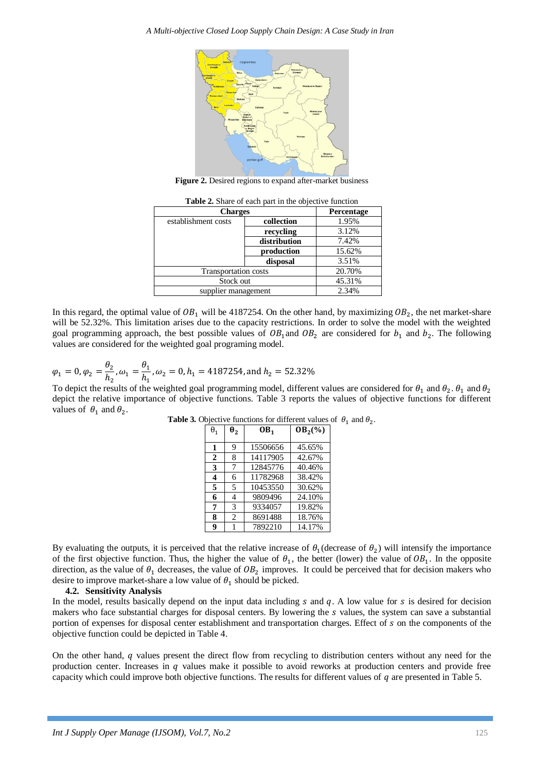**Figure 2.** Desired regions to expand after-market business

**Table 2.** Share of each part in the objective function

| Charges | | Percentage |
|---|---|---|
| establishment costs | **collection** | 1.95% |
| | **recycling** | 3.12% |
| | **distribution** | 7.42% |
| | **production** | 15.62% |
| | **disposal** | 3.51% |
| Transportation costs | | 20.70% |
| Stock out | | 45.31% |
| supplier management | | 2.34% |

In this regard, the optimal value of $OB_1$ will be 4187254. On the other hand, by maximizing $OB_2$, the net market-share will be 52.32%. This limitation arises due to the capacity restrictions. In order to solve the model with the weighted goal programming approach, the best possible values of $OB_1$ and $OB_2$ are considered for $b_1$ and $b_2$. The following values are considered for the weighted goal programing model.

$$\varphi_1 = 0, \varphi_2 = \frac{\theta_2}{h_2}, \omega_1 = \frac{\theta_1}{h_1}, \omega_2 = 0, h_1 = 4187254, \text{and } h_2 = 52.32\%$$

To depict the results of the weighted goal programming model, different values are considered for $\theta_1$ and $\theta_2$. $\theta_1$ and $\theta_2$ depict the relative importance of objective functions. Table 3 reports the values of objective functions for different values of $\theta_1$ and $\theta_2$.

**Table 3.** Objective functions for different values of $\theta_1$ and $\theta_2$.

| $\theta_1$ | $\theta_2$ | $OB_1$ | $OB_2(\%)$ |
|---|---|---|---|
| **1** | 9 | 15506656 | 45.65% |
| **2** | 8 | 14117905 | 42.67% |
| **3** | 7 | 12845776 | 40.46% |
| **4** | 6 | 11782968 | 38.42% |
| **5** | 5 | 10453550 | 30.62% |
| **6** | 4 | 9809496 | 24.10% |
| **7** | 3 | 9334057 | 19.82% |
| **8** | 2 | 8691488 | 18.76% |
| **9** | 1 | 7892210 | 14.17% |

By evaluating the outputs, it is perceived that the relative increase of $\theta_1$(decrease of $\theta_2$) will intensify the importance of the first objective function. Thus, the higher the value of $\theta_1$, the better (lower) the value of $OB_1$. In the opposite direction, as the value of $\theta_1$ decreases, the value of $OB_2$ improves. It could be perceived that for decision makers who desire to improve market-share a low value of $\theta_1$ should be picked.

### 4.2. Sensitivity Analysis

In the model, results basically depend on the input data including $s$ and $q$. A low value for $s$ is desired for decision makers who face substantial charges for disposal centers. By lowering the $s$ values, the system can save a substantial portion of expenses for disposal center establishment and transportation charges. Effect of $s$ on the components of the objective function could be depicted in Table 4.

On the other hand, $q$ values present the direct flow from recycling to distribution centers without any need for the production center. Increases in $q$ values make it possible to avoid reworks at production centers and provide free capacity which could improve both objective functions. The results for different values of $q$ are presented in Table 5.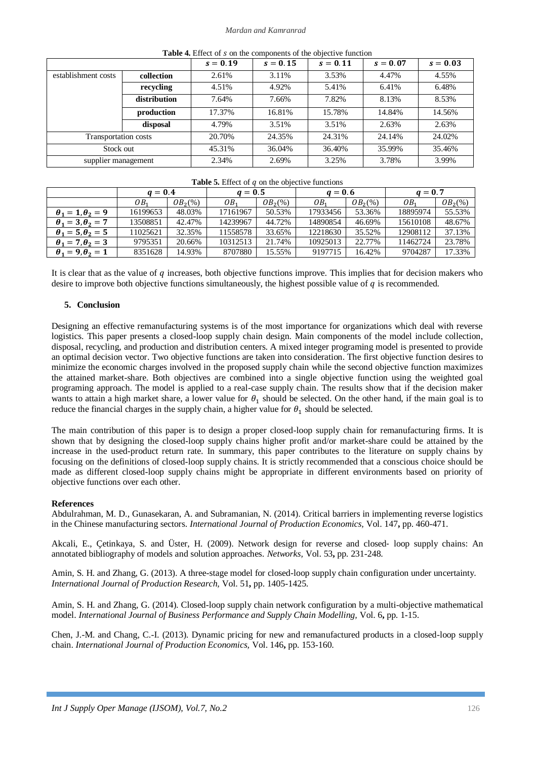**Table 4.** Effect of $s$ on the components of the objective function

| | | $s = 0.19$ | $s = 0.15$ | $s = 0.11$ | $s = 0.07$ | $s = 0.03$ |
|---|---|---|---|---|---|---|
| establishment costs | **collection** | 2.61% | 3.11% | 3.53% | 4.47% | 4.55% |
| | **recycling** | 4.51% | 4.92% | 5.41% | 6.41% | 6.48% |
| | **distribution** | 7.64% | 7.66% | 7.82% | 8.13% | 8.53% |
| | **production** | 17.37% | 16.81% | 15.78% | 14.84% | 14.56% |
| | **disposal** | 4.79% | 3.51% | 3.51% | 2.63% | 2.63% |
| Transportation costs | | 20.70% | 24.35% | 24.31% | 24.14% | 24.02% |
| Stock out | | 45.31% | 36.04% | 36.40% | 35.99% | 35.46% |
| supplier management | | 2.34% | 2.69% | 3.25% | 3.78% | 3.99% |

**Table 5.** Effect of $q$ on the objective functions

| | $q = 0.4$ | | $q = 0.5$ | | $q = 0.6$ | | $q = 0.7$ | |
|---|---|---|---|---|---|---|---|---|
| | $OB_1$ | $OB_2(\%)$ | $OB_1$ | $OB_2(\%)$ | $OB_1$ | $OB_2(\%)$ | $OB_1$ | $OB_2(\%)$ |
| $\theta_1 = 1, \theta_2 = 9$ | 16199653 | 48.03% | 17161967 | 50.53% | 17933456 | 53.36% | 18895974 | 55.53% |
| $\theta_1 = 3, \theta_2 = 7$ | 13508851 | 42.47% | 14239967 | 44.72% | 14890854 | 46.69% | 15610108 | 48.67% |
| $\theta_1 = 5, \theta_2 = 5$ | 11025621 | 32.35% | 11558578 | 33.65% | 12218630 | 35.52% | 12908112 | 37.13% |
| $\theta_1 = 7, \theta_2 = 3$ | 9795351 | 20.66% | 10312513 | 21.74% | 10925013 | 22.77% | 11462724 | 23.78% |
| $\theta_1 = 9, \theta_2 = 1$ | 8351628 | 14.93% | 8707880 | 15.55% | 9197715 | 16.42% | 9704287 | 17.33% |

It is clear that as the value of $q$ increases, both objective functions improve. This implies that for decision makers who desire to improve both objective functions simultaneously, the highest possible value of $q$ is recommended.

## 5. Conclusion

Designing an effective remanufacturing systems is of the most importance for organizations which deal with reverse logistics. This paper presents a closed-loop supply chain design. Main components of the model include collection, disposal, recycling, and production and distribution centers. A mixed integer programing model is presented to provide an optimal decision vector. Two objective functions are taken into consideration. The first objective function desires to minimize the economic charges involved in the proposed supply chain while the second objective function maximizes the attained market-share. Both objectives are combined into a single objective function using the weighted goal programing approach. The model is applied to a real-case supply chain. The results show that if the decision maker wants to attain a high market share, a lower value for $\theta_1$ should be selected. On the other hand, if the main goal is to reduce the financial charges in the supply chain, a higher value for $\theta_1$ should be selected.

The main contribution of this paper is to design a proper closed-loop supply chain for remanufacturing firms. It is shown that by designing the closed-loop supply chains higher profit and/or market-share could be attained by the increase in the used-product return rate. In summary, this paper contributes to the literature on supply chains by focusing on the definitions of closed-loop supply chains. It is strictly recommended that a conscious choice should be made as different closed-loop supply chains might be appropriate in different environments based on priority of objective functions over each other.

**References**

Abdulrahman, M. D., Gunasekaran, A. and Subramanian, N. (2014). Critical barriers in implementing reverse logistics in the Chinese manufacturing sectors. *International Journal of Production Economics,* Vol. 147**,** pp. 460-471.

Akcali, E., Çetinkaya, S. and Üster, H. (2009). Network design for reverse and closed‐ loop supply chains: An annotated bibliography of models and solution approaches. *Networks,* Vol. 53**,** pp. 231-248.

Amin, S. H. and Zhang, G. (2013). A three-stage model for closed-loop supply chain configuration under uncertainty. *International Journal of Production Research,* Vol. 51**,** pp. 1405-1425.

Amin, S. H. and Zhang, G. (2014). Closed-loop supply chain network configuration by a multi-objective mathematical model. *International Journal of Business Performance and Supply Chain Modelling,* Vol. 6**,** pp. 1-15.

Chen, J.-M. and Chang, C.-I. (2013). Dynamic pricing for new and remanufactured products in a closed-loop supply chain. *International Journal of Production Economics,* Vol. 146**,** pp. 153-160.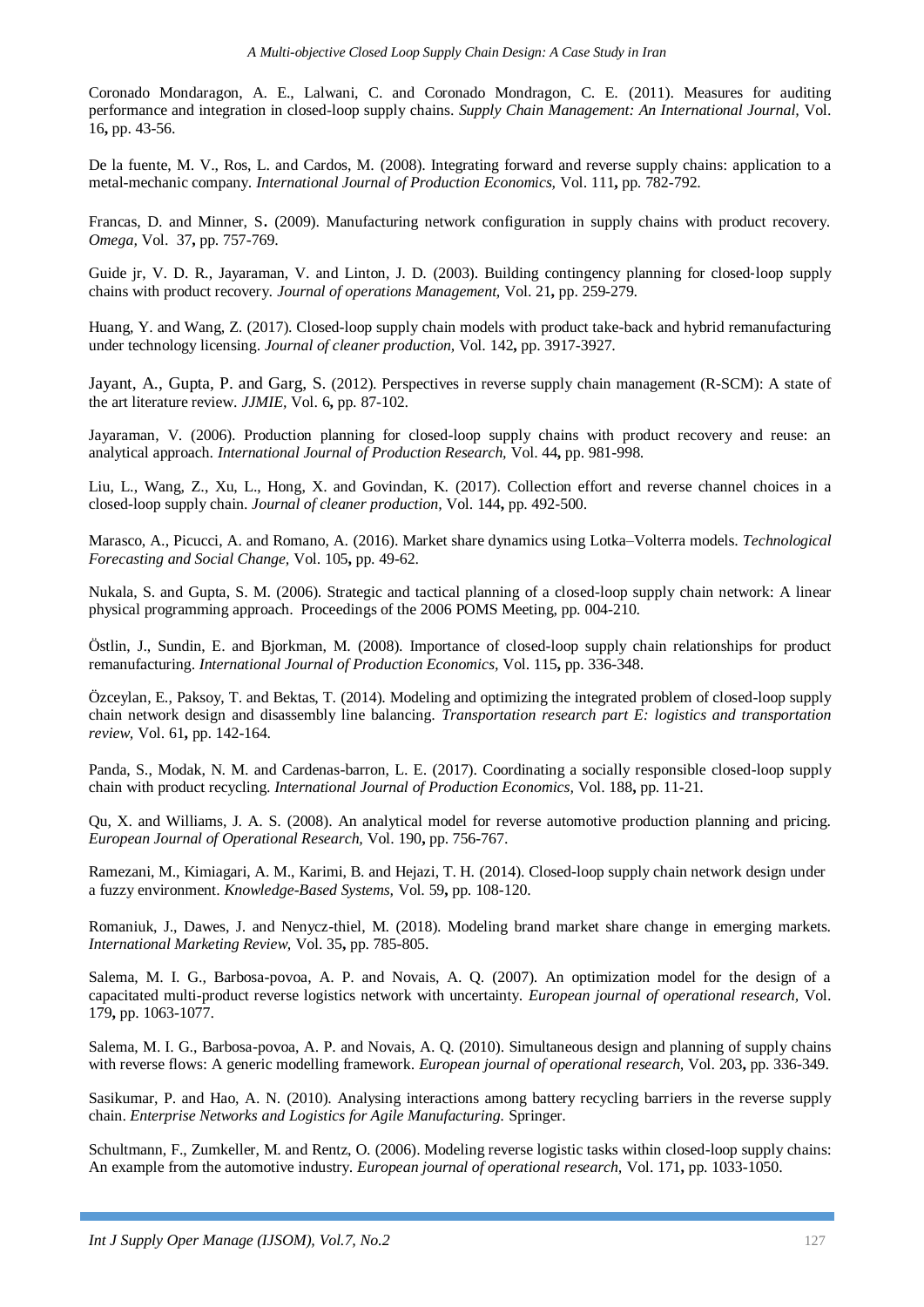Coronado Mondaragon, A. E., Lalwani, C. and Coronado Mondragon, C. E. (2011). Measures for auditing performance and integration in closed-loop supply chains. *Supply Chain Management: An International Journal,* Vol. 16**,** pp. 43-56.

De la fuente, M. V., Ros, L. and Cardos, M. (2008). Integrating forward and reverse supply chains: application to a metal-mechanic company. *International Journal of Production Economics,* Vol. 111**,** pp. 782-792.

Francas, D. and Minner, S**.** (2009). Manufacturing network configuration in supply chains with product recovery. *Omega,* Vol. 37**,** pp. 757-769.

Guide jr, V. D. R., Jayaraman, V. and Linton, J. D. (2003). Building contingency planning for closed-loop supply chains with product recovery. *Journal of operations Management,* Vol. 21**,** pp. 259-279.

Huang, Y. and Wang, Z. (2017). Closed-loop supply chain models with product take-back and hybrid remanufacturing under technology licensing. *Journal of cleaner production,* Vol. 142**,** pp. 3917-3927.

Jayant, A., Gupta, P. and Garg, S. (2012). Perspectives in reverse supply chain management (R-SCM): A state of the art literature review. *JJMIE,* Vol. 6**,** pp. 87-102.

Jayaraman, V. (2006). Production planning for closed-loop supply chains with product recovery and reuse: an analytical approach. *International Journal of Production Research,* Vol. 44**,** pp. 981-998.

Liu, L., Wang, Z., Xu, L., Hong, X. and Govindan, K. (2017). Collection effort and reverse channel choices in a closed-loop supply chain. *Journal of cleaner production,* Vol. 144**,** pp. 492-500.

Marasco, A., Picucci, A. and Romano, A. (2016). Market share dynamics using Lotka–Volterra models. *Technological Forecasting and Social Change,* Vol. 105**,** pp. 49-62.

Nukala, S. and Gupta, S. M. (2006). Strategic and tactical planning of a closed-loop supply chain network: A linear physical programming approach. Proceedings of the 2006 POMS Meeting, pp. 004-210.

Östlin, J., Sundin, E. and Bjorkman, M. (2008). Importance of closed-loop supply chain relationships for product remanufacturing. *International Journal of Production Economics,* Vol. 115**,** pp. 336-348.

Özceylan, E., Paksoy, T. and Bektas, T. (2014). Modeling and optimizing the integrated problem of closed-loop supply chain network design and disassembly line balancing. *Transportation research part E: logistics and transportation review,* Vol. 61**,** pp. 142-164.

Panda, S., Modak, N. M. and Cardenas-barron, L. E. (2017). Coordinating a socially responsible closed-loop supply chain with product recycling. *International Journal of Production Economics,* Vol. 188**,** pp. 11-21.

Qu, X. and Williams, J. A. S. (2008). An analytical model for reverse automotive production planning and pricing. *European Journal of Operational Research,* Vol. 190**,** pp. 756-767.

Ramezani, M., Kimiagari, A. M., Karimi, B. and Hejazi, T. H. (2014). Closed-loop supply chain network design under a fuzzy environment. *Knowledge-Based Systems,* Vol. 59**,** pp. 108-120.

Romaniuk, J., Dawes, J. and Nenycz-thiel, M. (2018). Modeling brand market share change in emerging markets. *International Marketing Review,* Vol. 35**,** pp. 785-805.

Salema, M. I. G., Barbosa-povoa, A. P. and Novais, A. Q. (2007). An optimization model for the design of a capacitated multi-product reverse logistics network with uncertainty. *European journal of operational research,* Vol. 179**,** pp. 1063-1077.

Salema, M. I. G., Barbosa-povoa, A. P. and Novais, A. Q. (2010). Simultaneous design and planning of supply chains with reverse flows: A generic modelling framework. *European journal of operational research,* Vol. 203**,** pp. 336-349.

Sasikumar, P. and Hao, A. N. (2010). Analysing interactions among battery recycling barriers in the reverse supply chain. *Enterprise Networks and Logistics for Agile Manufacturing.* Springer.

Schultmann, F., Zumkeller, M. and Rentz, O. (2006). Modeling reverse logistic tasks within closed-loop supply chains: An example from the automotive industry. *European journal of operational research,* Vol. 171**,** pp. 1033-1050.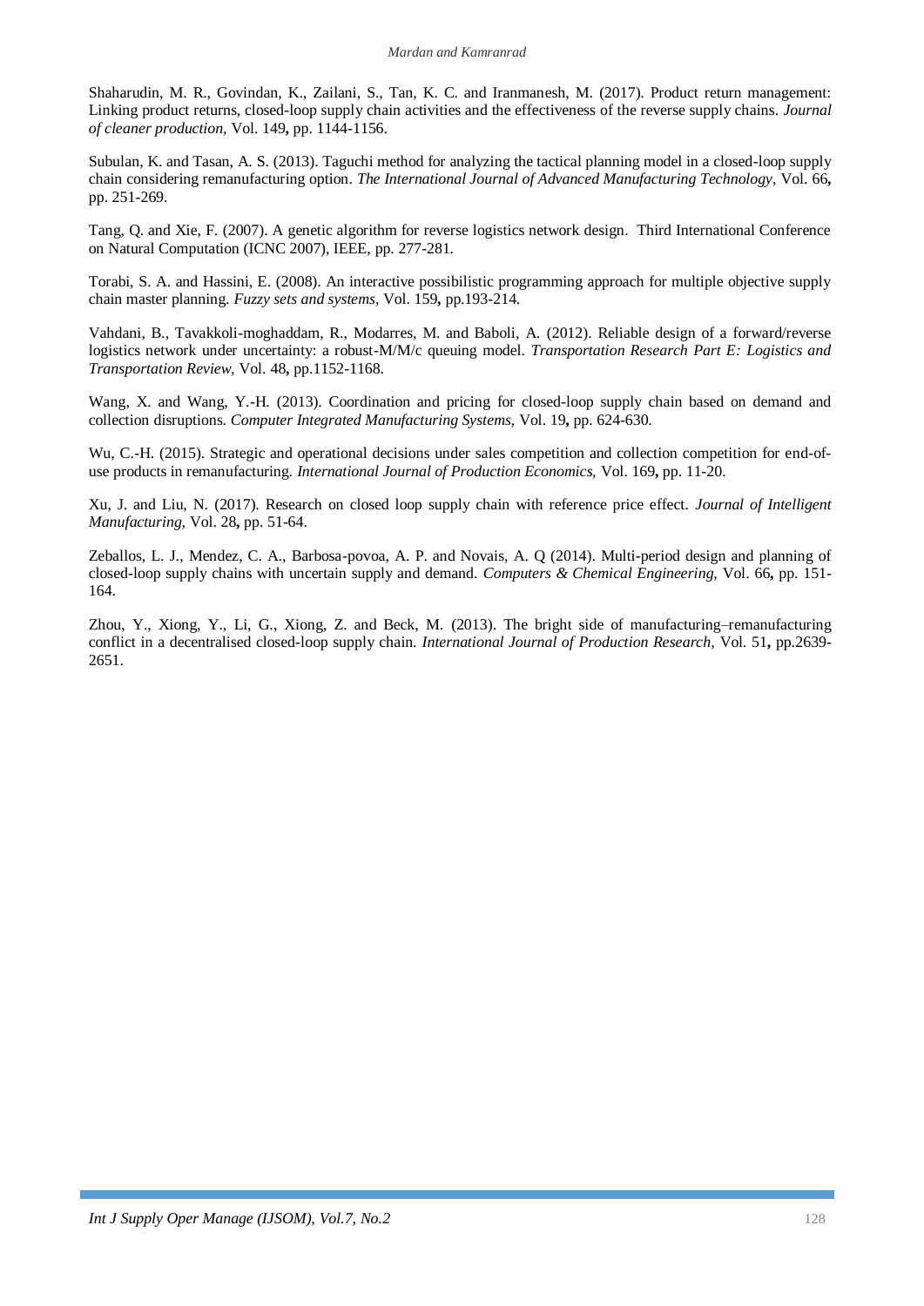Shaharudin, M. R., Govindan, K., Zailani, S., Tan, K. C. and Iranmanesh, M. (2017). Product return management: Linking product returns, closed-loop supply chain activities and the effectiveness of the reverse supply chains. *Journal of cleaner production,* Vol. 149**,** pp. 1144-1156.

Subulan, K. and Tasan, A. S. (2013). Taguchi method for analyzing the tactical planning model in a closed-loop supply chain considering remanufacturing option. *The International Journal of Advanced Manufacturing Technology,* Vol. 66**,** pp. 251-269.

Tang, Q. and Xie, F. (2007). A genetic algorithm for reverse logistics network design. Third International Conference on Natural Computation (ICNC 2007), IEEE, pp. 277-281.

Torabi, S. A. and Hassini, E. (2008). An interactive possibilistic programming approach for multiple objective supply chain master planning. *Fuzzy sets and systems,* Vol. 159**,** pp.193-214.

Vahdani, B., Tavakkoli-moghaddam, R., Modarres, M. and Baboli, A. (2012). Reliable design of a forward/reverse logistics network under uncertainty: a robust-M/M/c queuing model. *Transportation Research Part E: Logistics and Transportation Review,* Vol. 48**,** pp.1152-1168.

Wang, X. and Wang, Y.-H. (2013). Coordination and pricing for closed-loop supply chain based on demand and collection disruptions. *Computer Integrated Manufacturing Systems,* Vol. 19**,** pp. 624-630.

Wu, C.-H. (2015). Strategic and operational decisions under sales competition and collection competition for end-of-use products in remanufacturing. *International Journal of Production Economics,* Vol. 169**,** pp. 11-20.

Xu, J. and Liu, N. (2017). Research on closed loop supply chain with reference price effect. *Journal of Intelligent Manufacturing,* Vol. 28**,** pp. 51-64.

Zeballos, L. J., Mendez, C. A., Barbosa-povoa, A. P. and Novais, A. Q (2014). Multi-period design and planning of closed-loop supply chains with uncertain supply and demand. *Computers & Chemical Engineering,* Vol. 66**,** pp. 151-164.

Zhou, Y., Xiong, Y., Li, G., Xiong, Z. and Beck, M. (2013). The bright side of manufacturing–remanufacturing conflict in a decentralised closed-loop supply chain. *International Journal of Production Research,* Vol. 51**,** pp.2639-2651.